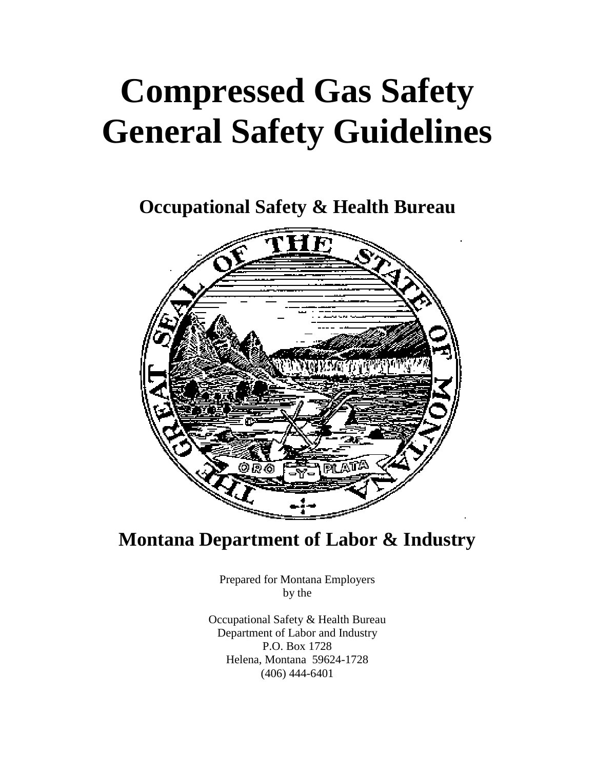# Compressed Gas Safety General Safety Guidelines

## Occupational Safety & Health Bureau

## Montana Department of Labor & Industry

Prepared for Montana Employers
by the

Occupational Safety & Health Bureau
Department of Labor and Industry
P.O. Box 1728
Helena, Montana 59624-1728
(406) 444-6401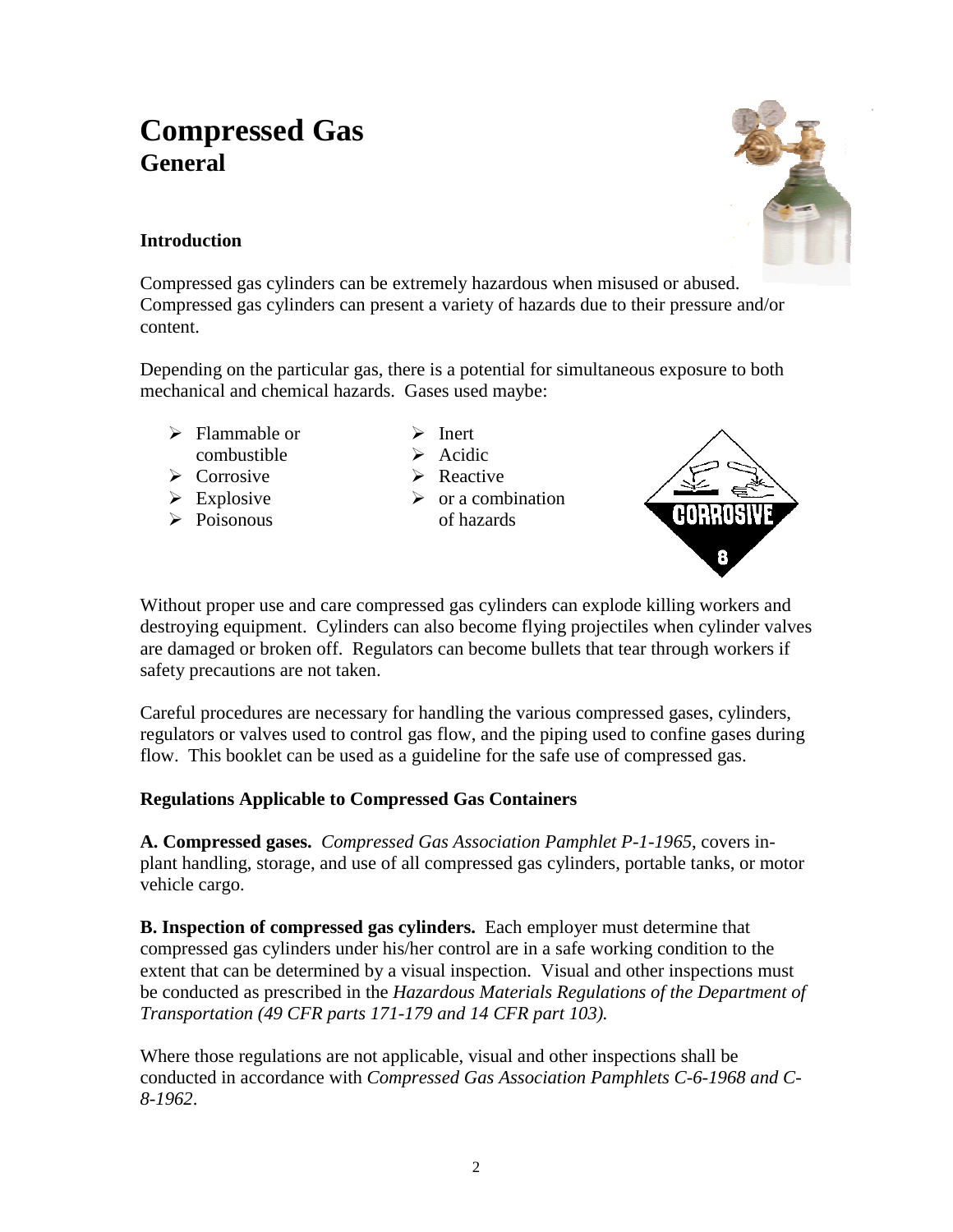# Compressed Gas
## General

### Introduction

Compressed gas cylinders can be extremely hazardous when misused or abused. Compressed gas cylinders can present a variety of hazards due to their pressure and/or content.

Depending on the particular gas, there is a potential for simultaneous exposure to both mechanical and chemical hazards. Gases used maybe:

- Flammable or combustible
- Corrosive
- Explosive
- Poisonous
- Inert
- Acidic
- Reactive
- or a combination of hazards

Without proper use and care compressed gas cylinders can explode killing workers and destroying equipment. Cylinders can also become flying projectiles when cylinder valves are damaged or broken off. Regulators can become bullets that tear through workers if safety precautions are not taken.

Careful procedures are necessary for handling the various compressed gases, cylinders, regulators or valves used to control gas flow, and the piping used to confine gases during flow. This booklet can be used as a guideline for the safe use of compressed gas.

### Regulations Applicable to Compressed Gas Containers

**A. Compressed gases.** *Compressed Gas Association Pamphlet P-1-1965*, covers in-plant handling, storage, and use of all compressed gas cylinders, portable tanks, or motor vehicle cargo.

**B. Inspection of compressed gas cylinders.** Each employer must determine that compressed gas cylinders under his/her control are in a safe working condition to the extent that can be determined by a visual inspection. Visual and other inspections must be conducted as prescribed in the *Hazardous Materials Regulations of the Department of Transportation (49 CFR parts 171-179 and 14 CFR part 103).*

Where those regulations are not applicable, visual and other inspections shall be conducted in accordance with *Compressed Gas Association Pamphlets C-6-1968 and C-8-1962*.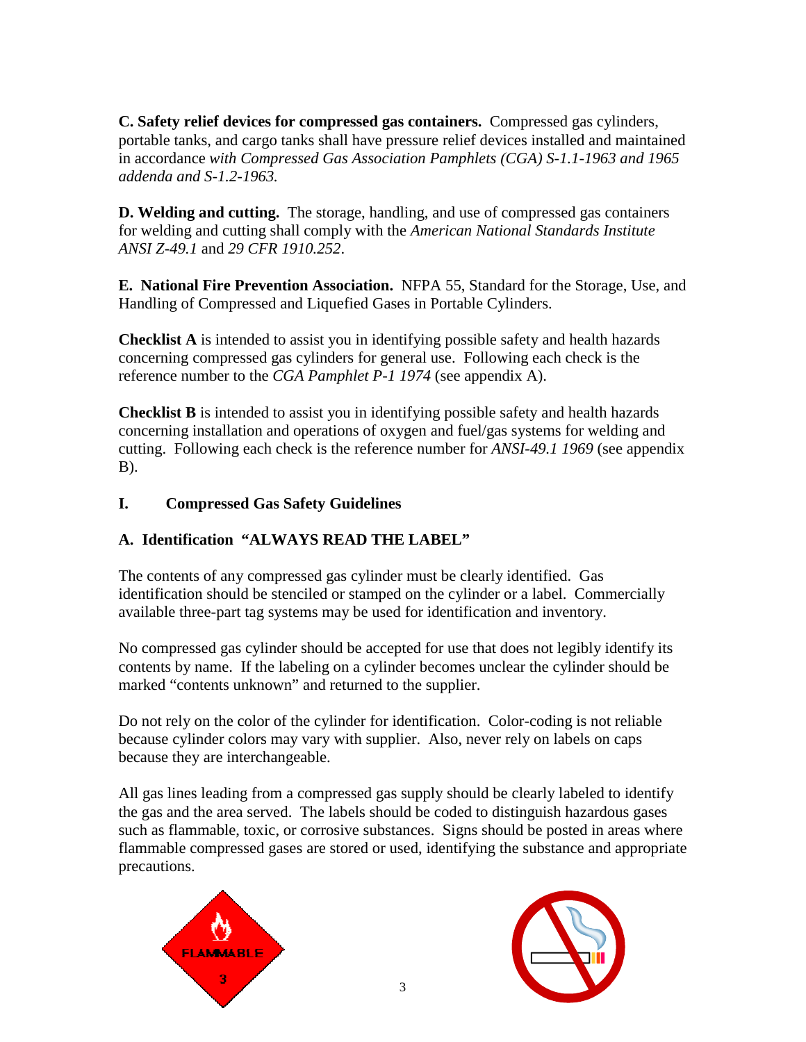**C. Safety relief devices for compressed gas containers.** Compressed gas cylinders, portable tanks, and cargo tanks shall have pressure relief devices installed and maintained in accordance *with Compressed Gas Association Pamphlets (CGA) S-1.1-1963 and 1965 addenda and S-1.2-1963.*

**D. Welding and cutting.** The storage, handling, and use of compressed gas containers for welding and cutting shall comply with the *American National Standards Institute ANSI Z-49.1* and *29 CFR 1910.252*.

**E. National Fire Prevention Association.** NFPA 55, Standard for the Storage, Use, and Handling of Compressed and Liquefied Gases in Portable Cylinders.

**Checklist A** is intended to assist you in identifying possible safety and health hazards concerning compressed gas cylinders for general use. Following each check is the reference number to the *CGA Pamphlet P-1 1974* (see appendix A).

**Checklist B** is intended to assist you in identifying possible safety and health hazards concerning installation and operations of oxygen and fuel/gas systems for welding and cutting. Following each check is the reference number for *ANSI-49.1 1969* (see appendix B).

## I. Compressed Gas Safety Guidelines

### A. Identification "ALWAYS READ THE LABEL"

The contents of any compressed gas cylinder must be clearly identified. Gas identification should be stenciled or stamped on the cylinder or a label. Commercially available three-part tag systems may be used for identification and inventory.

No compressed gas cylinder should be accepted for use that does not legibly identify its contents by name. If the labeling on a cylinder becomes unclear the cylinder should be marked "contents unknown" and returned to the supplier.

Do not rely on the color of the cylinder for identification. Color-coding is not reliable because cylinder colors may vary with supplier. Also, never rely on labels on caps because they are interchangeable.

All gas lines leading from a compressed gas supply should be clearly labeled to identify the gas and the area served. The labels should be coded to distinguish hazardous gases such as flammable, toxic, or corrosive substances. Signs should be posted in areas where flammable compressed gases are stored or used, identifying the substance and appropriate precautions.

FLAMMABLE

3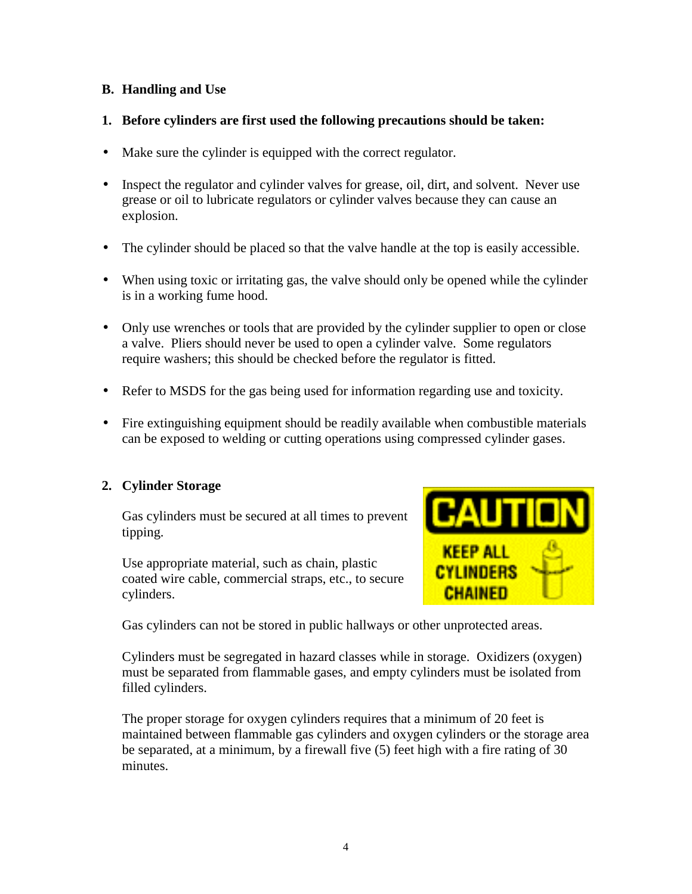## B. Handling and Use

### 1. Before cylinders are first used the following precautions should be taken:

- Make sure the cylinder is equipped with the correct regulator.
- Inspect the regulator and cylinder valves for grease, oil, dirt, and solvent. Never use grease or oil to lubricate regulators or cylinder valves because they can cause an explosion.
- The cylinder should be placed so that the valve handle at the top is easily accessible.
- When using toxic or irritating gas, the valve should only be opened while the cylinder is in a working fume hood.
- Only use wrenches or tools that are provided by the cylinder supplier to open or close a valve. Pliers should never be used to open a cylinder valve. Some regulators require washers; this should be checked before the regulator is fitted.
- Refer to MSDS for the gas being used for information regarding use and toxicity.
- Fire extinguishing equipment should be readily available when combustible materials can be exposed to welding or cutting operations using compressed cylinder gases.

### 2. Cylinder Storage

Gas cylinders must be secured at all times to prevent tipping.

Use appropriate material, such as chain, plastic coated wire cable, commercial straps, etc., to secure cylinders.

CAUTION
KEEP ALL CYLINDERS CHAINED

Gas cylinders can not be stored in public hallways or other unprotected areas.

Cylinders must be segregated in hazard classes while in storage. Oxidizers (oxygen) must be separated from flammable gases, and empty cylinders must be isolated from filled cylinders.

The proper storage for oxygen cylinders requires that a minimum of 20 feet is maintained between flammable gas cylinders and oxygen cylinders or the storage area be separated, at a minimum, by a firewall five (5) feet high with a fire rating of 30 minutes.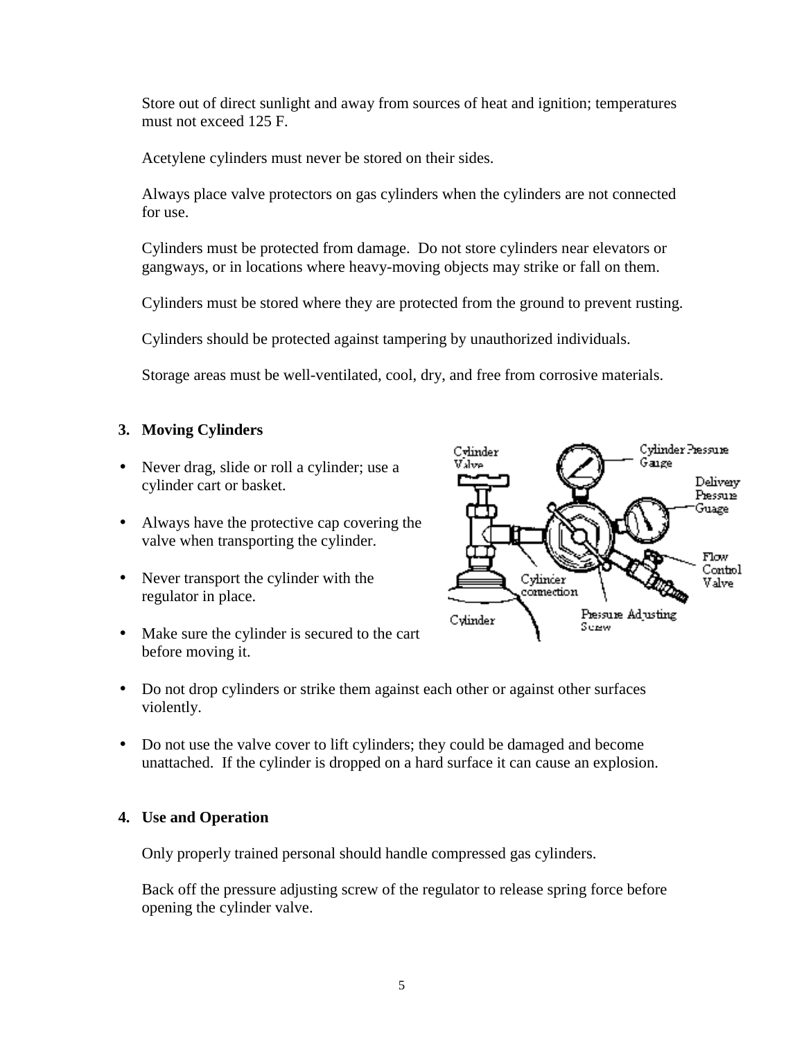Store out of direct sunlight and away from sources of heat and ignition; temperatures must not exceed 125 F.

Acetylene cylinders must never be stored on their sides.

Always place valve protectors on gas cylinders when the cylinders are not connected for use.

Cylinders must be protected from damage. Do not store cylinders near elevators or gangways, or in locations where heavy-moving objects may strike or fall on them.

Cylinders must be stored where they are protected from the ground to prevent rusting.

Cylinders should be protected against tampering by unauthorized individuals.

Storage areas must be well-ventilated, cool, dry, and free from corrosive materials.

## 3. Moving Cylinders

- Never drag, slide or roll a cylinder; use a cylinder cart or basket.
- Always have the protective cap covering the valve when transporting the cylinder.
- Never transport the cylinder with the regulator in place.
- Make sure the cylinder is secured to the cart before moving it.
- Do not drop cylinders or strike them against each other or against other surfaces violently.
- Do not use the valve cover to lift cylinders; they could be damaged and become unattached. If the cylinder is dropped on a hard surface it can cause an explosion.

## 4. Use and Operation

Only properly trained personal should handle compressed gas cylinders.

Back off the pressure adjusting screw of the regulator to release spring force before opening the cylinder valve.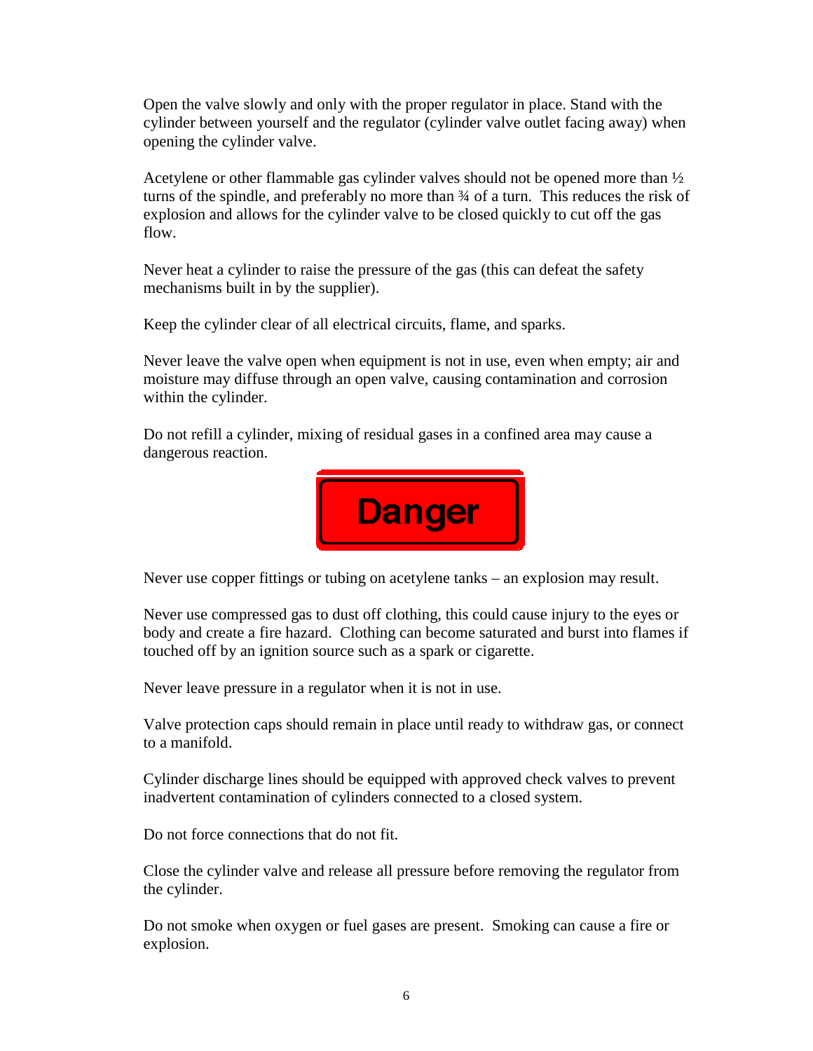Open the valve slowly and only with the proper regulator in place. Stand with the cylinder between yourself and the regulator (cylinder valve outlet facing away) when opening the cylinder valve.

Acetylene or other flammable gas cylinder valves should not be opened more than ½ turns of the spindle, and preferably no more than ¾ of a turn. This reduces the risk of explosion and allows for the cylinder valve to be closed quickly to cut off the gas flow.

Never heat a cylinder to raise the pressure of the gas (this can defeat the safety mechanisms built in by the supplier).

Keep the cylinder clear of all electrical circuits, flame, and sparks.

Never leave the valve open when equipment is not in use, even when empty; air and moisture may diffuse through an open valve, causing contamination and corrosion within the cylinder.

Do not refill a cylinder, mixing of residual gases in a confined area may cause a dangerous reaction.

**Danger**

Never use copper fittings or tubing on acetylene tanks – an explosion may result.

Never use compressed gas to dust off clothing, this could cause injury to the eyes or body and create a fire hazard. Clothing can become saturated and burst into flames if touched off by an ignition source such as a spark or cigarette.

Never leave pressure in a regulator when it is not in use.

Valve protection caps should remain in place until ready to withdraw gas, or connect to a manifold.

Cylinder discharge lines should be equipped with approved check valves to prevent inadvertent contamination of cylinders connected to a closed system.

Do not force connections that do not fit.

Close the cylinder valve and release all pressure before removing the regulator from the cylinder.

Do not smoke when oxygen or fuel gases are present. Smoking can cause a fire or explosion.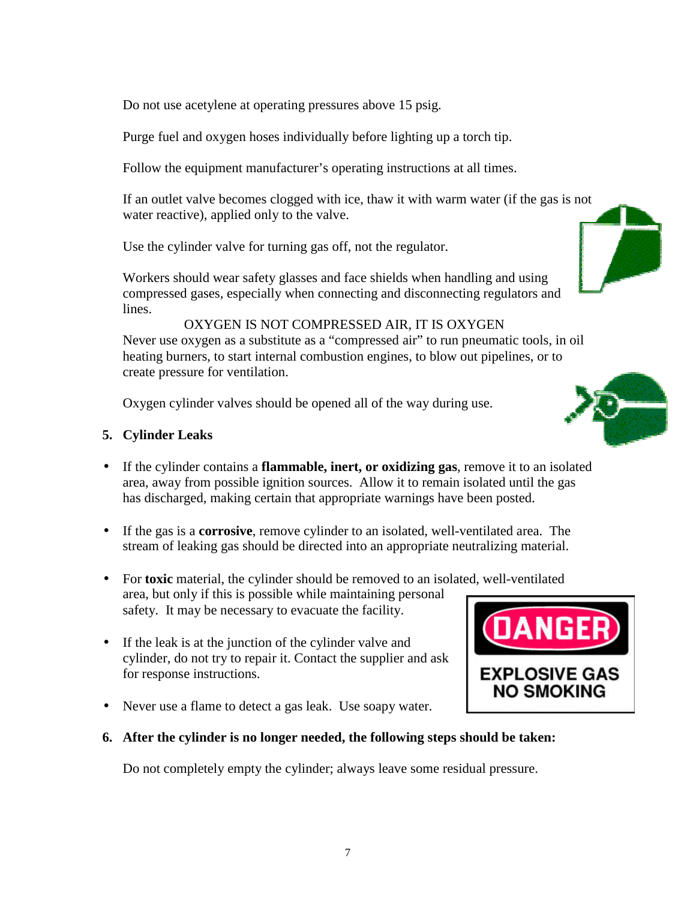Do not use acetylene at operating pressures above 15 psig.

Purge fuel and oxygen hoses individually before lighting up a torch tip.

Follow the equipment manufacturer's operating instructions at all times.

If an outlet valve becomes clogged with ice, thaw it with warm water (if the gas is not water reactive), applied only to the valve.

Use the cylinder valve for turning gas off, not the regulator.

Workers should wear safety glasses and face shields when handling and using compressed gases, especially when connecting and disconnecting regulators and lines.

OXYGEN IS NOT COMPRESSED AIR, IT IS OXYGEN

Never use oxygen as a substitute as a "compressed air" to run pneumatic tools, in oil heating burners, to start internal combustion engines, to blow out pipelines, or to create pressure for ventilation.

Oxygen cylinder valves should be opened all of the way during use.

## 5. Cylinder Leaks

- If the cylinder contains a **flammable, inert, or oxidizing gas**, remove it to an isolated area, away from possible ignition sources. Allow it to remain isolated until the gas has discharged, making certain that appropriate warnings have been posted.

- If the gas is a **corrosive**, remove cylinder to an isolated, well-ventilated area. The stream of leaking gas should be directed into an appropriate neutralizing material.

- For **toxic** material, the cylinder should be removed to an isolated, well-ventilated area, but only if this is possible while maintaining personal safety. It may be necessary to evacuate the facility.

- If the leak is at the junction of the cylinder valve and cylinder, do not try to repair it. Contact the supplier and ask for response instructions.

- Never use a flame to detect a gas leak. Use soapy water.

DANGER

EXPLOSIVE GAS
NO SMOKING

## 6. After the cylinder is no longer needed, the following steps should be taken:

Do not completely empty the cylinder; always leave some residual pressure.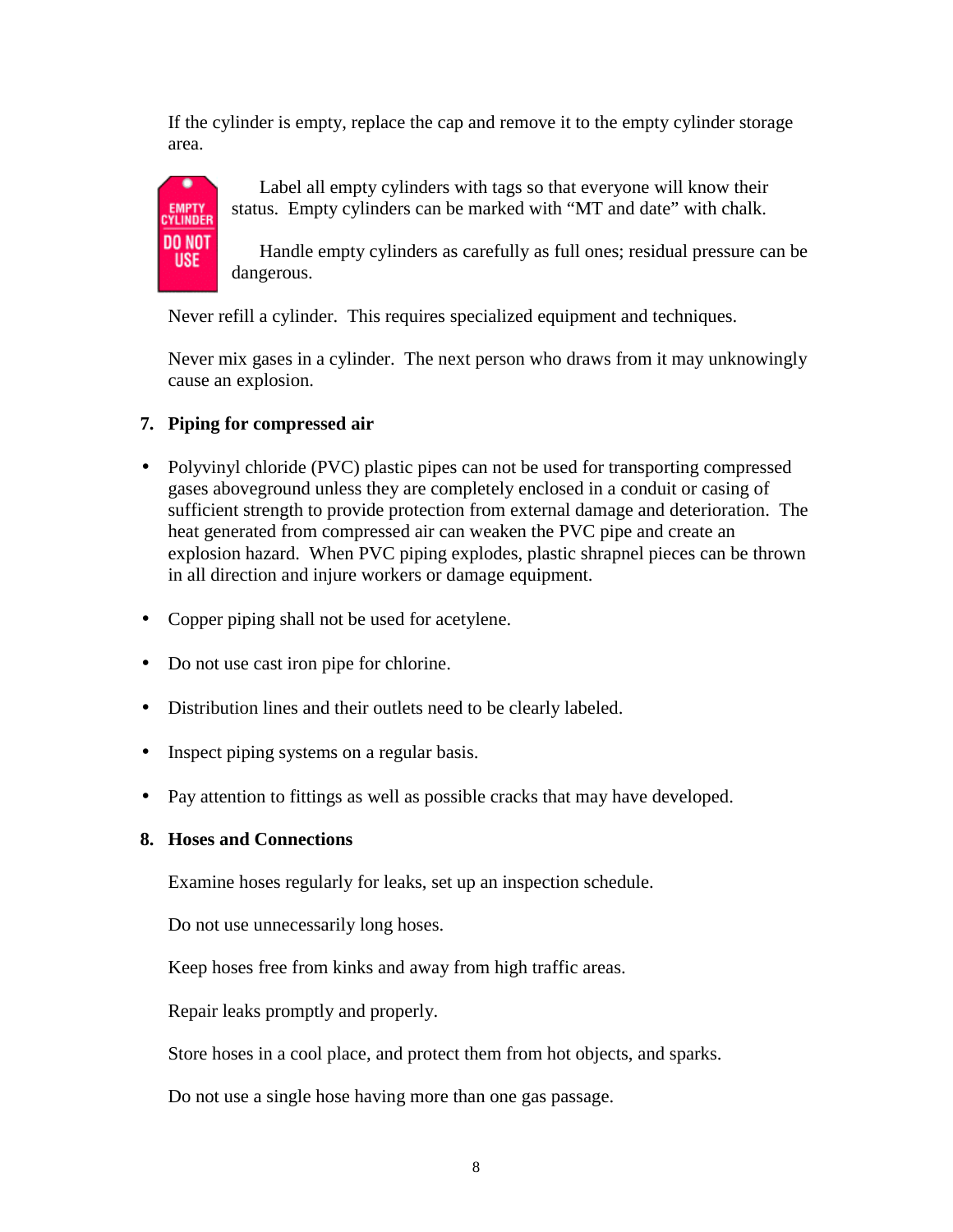If the cylinder is empty, replace the cap and remove it to the empty cylinder storage area.

Label all empty cylinders with tags so that everyone will know their status. Empty cylinders can be marked with "MT and date" with chalk.

Handle empty cylinders as carefully as full ones; residual pressure can be dangerous.

Never refill a cylinder. This requires specialized equipment and techniques.

Never mix gases in a cylinder. The next person who draws from it may unknowingly cause an explosion.

**7. Piping for compressed air**

- Polyvinyl chloride (PVC) plastic pipes can not be used for transporting compressed gases aboveground unless they are completely enclosed in a conduit or casing of sufficient strength to provide protection from external damage and deterioration. The heat generated from compressed air can weaken the PVC pipe and create an explosion hazard. When PVC piping explodes, plastic shrapnel pieces can be thrown in all direction and injure workers or damage equipment.
- Copper piping shall not be used for acetylene.
- Do not use cast iron pipe for chlorine.
- Distribution lines and their outlets need to be clearly labeled.
- Inspect piping systems on a regular basis.
- Pay attention to fittings as well as possible cracks that may have developed.

**8. Hoses and Connections**

Examine hoses regularly for leaks, set up an inspection schedule.

Do not use unnecessarily long hoses.

Keep hoses free from kinks and away from high traffic areas.

Repair leaks promptly and properly.

Store hoses in a cool place, and protect them from hot objects, and sparks.

Do not use a single hose having more than one gas passage.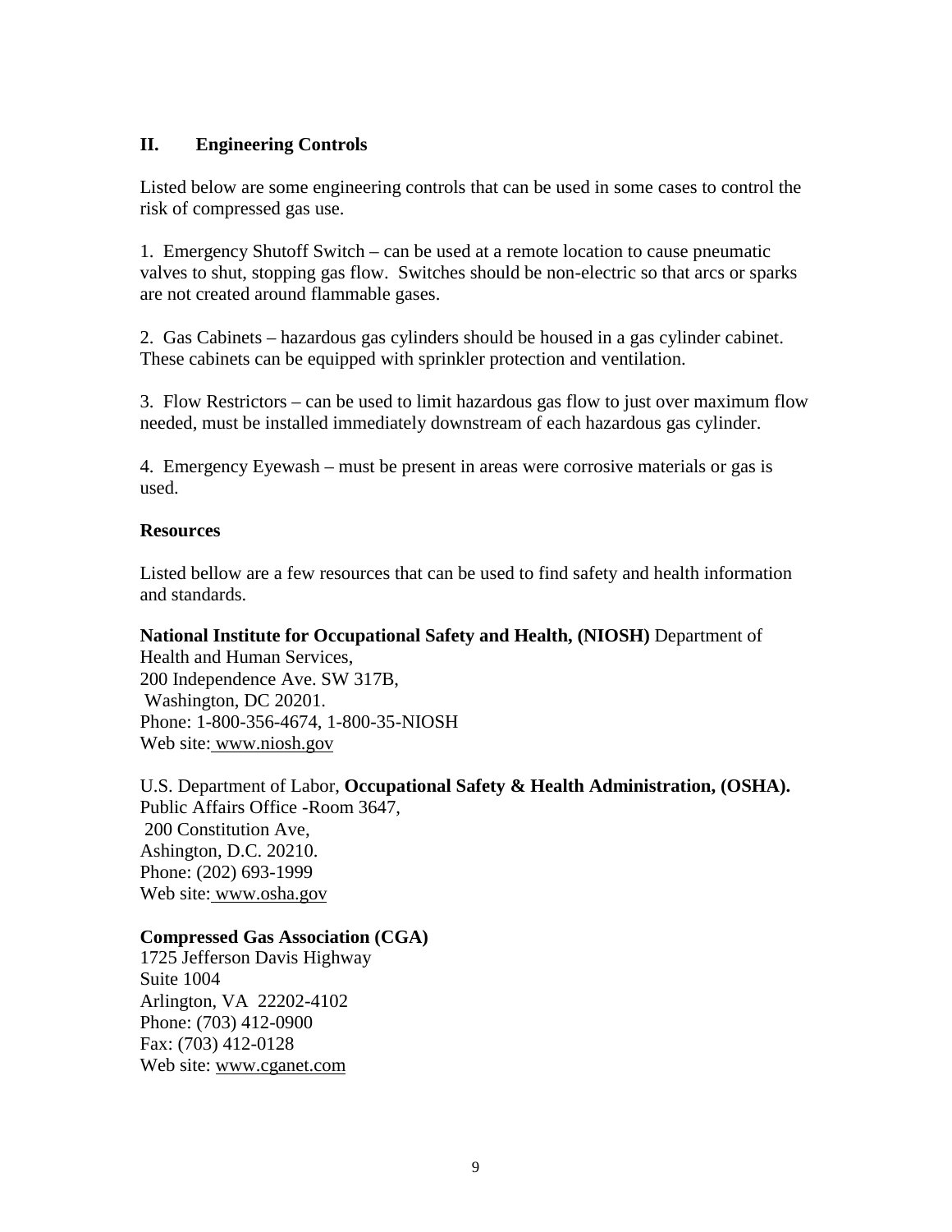## II. Engineering Controls

Listed below are some engineering controls that can be used in some cases to control the risk of compressed gas use.

1. Emergency Shutoff Switch – can be used at a remote location to cause pneumatic valves to shut, stopping gas flow. Switches should be non-electric so that arcs or sparks are not created around flammable gases.

2. Gas Cabinets – hazardous gas cylinders should be housed in a gas cylinder cabinet. These cabinets can be equipped with sprinkler protection and ventilation.

3. Flow Restrictors – can be used to limit hazardous gas flow to just over maximum flow needed, must be installed immediately downstream of each hazardous gas cylinder.

4. Emergency Eyewash – must be present in areas were corrosive materials or gas is used.

### Resources

Listed bellow are a few resources that can be used to find safety and health information and standards.

**National Institute for Occupational Safety and Health, (NIOSH)** Department of Health and Human Services,
200 Independence Ave. SW 317B,
Washington, DC 20201.
Phone: 1-800-356-4674, 1-800-35-NIOSH
Web site: www.niosh.gov

U.S. Department of Labor, **Occupational Safety & Health Administration, (OSHA).**
Public Affairs Office -Room 3647,
200 Constitution Ave,
Ashington, D.C. 20210.
Phone: (202) 693-1999
Web site: www.osha.gov

**Compressed Gas Association (CGA)**
1725 Jefferson Davis Highway
Suite 1004
Arlington, VA 22202-4102
Phone: (703) 412-0900
Fax: (703) 412-0128
Web site: www.cganet.com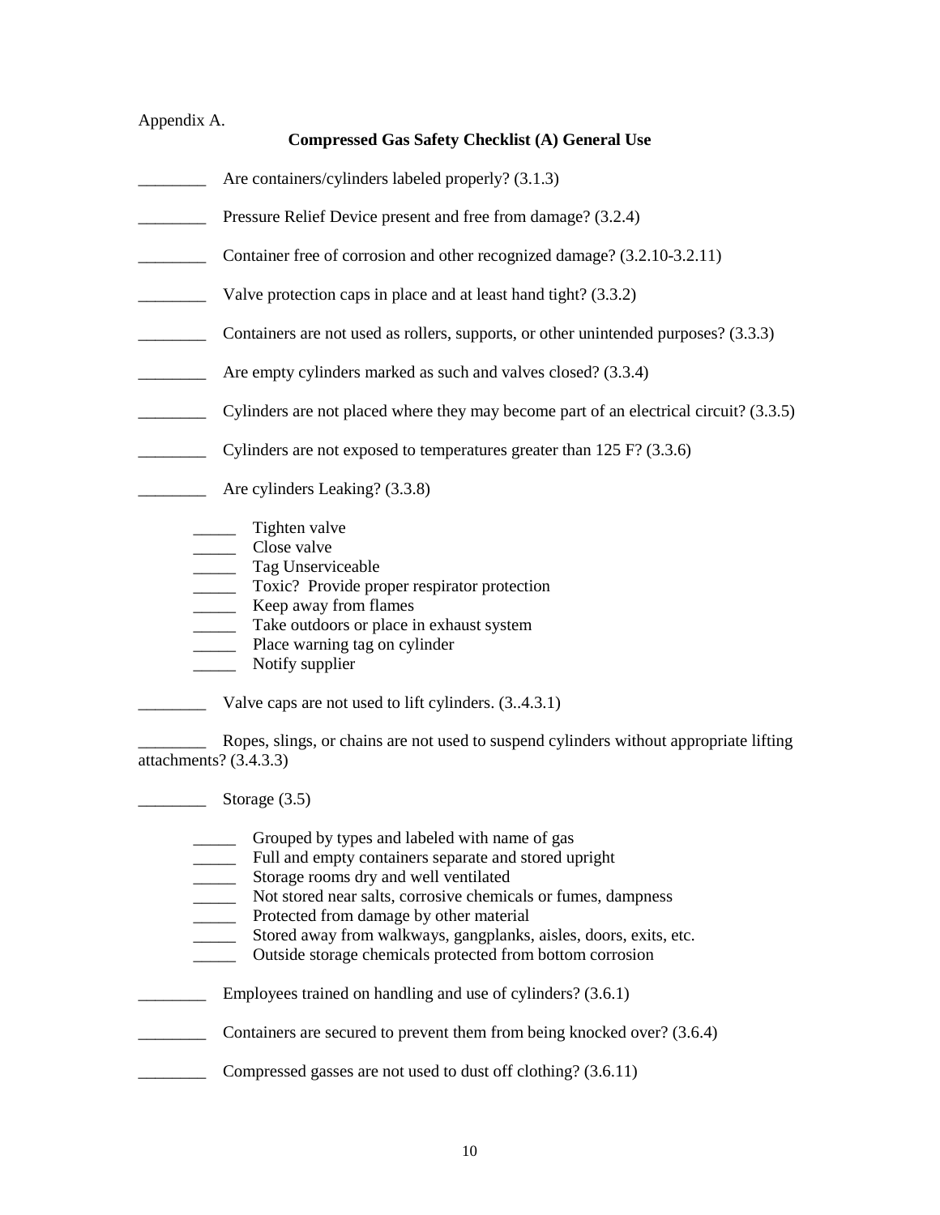Appendix A.

## Compressed Gas Safety Checklist (A) General Use

________ Are containers/cylinders labeled properly? (3.1.3)

________ Pressure Relief Device present and free from damage? (3.2.4)

________ Container free of corrosion and other recognized damage? (3.2.10-3.2.11)

________ Valve protection caps in place and at least hand tight? (3.3.2)

________ Containers are not used as rollers, supports, or other unintended purposes? (3.3.3)

________ Are empty cylinders marked as such and valves closed? (3.3.4)

________ Cylinders are not placed where they may become part of an electrical circuit? (3.3.5)

________ Cylinders are not exposed to temperatures greater than 125 F? (3.3.6)

________ Are cylinders Leaking? (3.3.8)

- _____ Tighten valve
- _____ Close valve
- _____ Tag Unserviceable
- _____ Toxic? Provide proper respirator protection
- _____ Keep away from flames
- _____ Take outdoors or place in exhaust system
- _____ Place warning tag on cylinder
- _____ Notify supplier

________ Valve caps are not used to lift cylinders. (3..4.3.1)

________ Ropes, slings, or chains are not used to suspend cylinders without appropriate lifting attachments? (3.4.3.3)

________ Storage (3.5)

- _____ Grouped by types and labeled with name of gas
- _____ Full and empty containers separate and stored upright
- _____ Storage rooms dry and well ventilated
- _____ Not stored near salts, corrosive chemicals or fumes, dampness
- _____ Protected from damage by other material
- _____ Stored away from walkways, gangplanks, aisles, doors, exits, etc.
- _____ Outside storage chemicals protected from bottom corrosion

________ Employees trained on handling and use of cylinders? (3.6.1)

________ Containers are secured to prevent them from being knocked over? (3.6.4)

________ Compressed gasses are not used to dust off clothing? (3.6.11)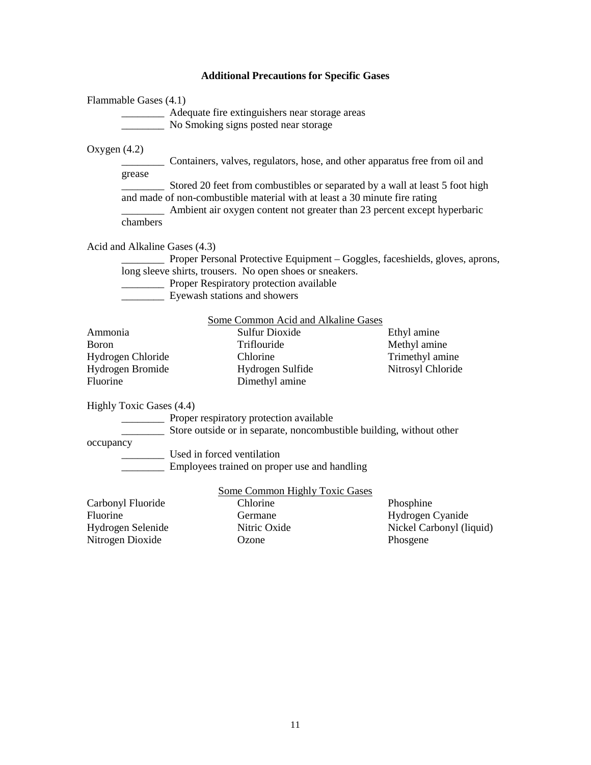### Additional Precautions for Specific Gases

Flammable Gases (4.1)

________ Adequate fire extinguishers near storage areas
________ No Smoking signs posted near storage

Oxygen (4.2)

________ Containers, valves, regulators, hose, and other apparatus free from oil and grease
________ Stored 20 feet from combustibles or separated by a wall at least 5 foot high and made of non-combustible material with at least a 30 minute fire rating
________ Ambient air oxygen content not greater than 23 percent except hyperbaric chambers

Acid and Alkaline Gases (4.3)

________ Proper Personal Protective Equipment – Goggles, faceshields, gloves, aprons, long sleeve shirts, trousers. No open shoes or sneakers.
________ Proper Respiratory protection available
________ Eyewash stations and showers

Some Common Acid and Alkaline Gases

| | | |
|---|---|---|
| Ammonia | Sulfur Dioxide | Ethyl amine |
| Boron | Triflouride | Methyl amine |
| Hydrogen Chloride | Chlorine | Trimethyl amine |
| Hydrogen Bromide | Hydrogen Sulfide | Nitrosyl Chloride |
| Fluorine | Dimethyl amine | |

Highly Toxic Gases (4.4)

________ Proper respiratory protection available
________ Store outside or in separate, noncombustible building, without other occupancy
________ Used in forced ventilation
________ Employees trained on proper use and handling

Some Common Highly Toxic Gases

| | | |
|---|---|---|
| Carbonyl Fluoride | Chlorine | Phosphine |
| Fluorine | Germane | Hydrogen Cyanide |
| Hydrogen Selenide | Nitric Oxide | Nickel Carbonyl (liquid) |
| Nitrogen Dioxide | Ozone | Phosgene |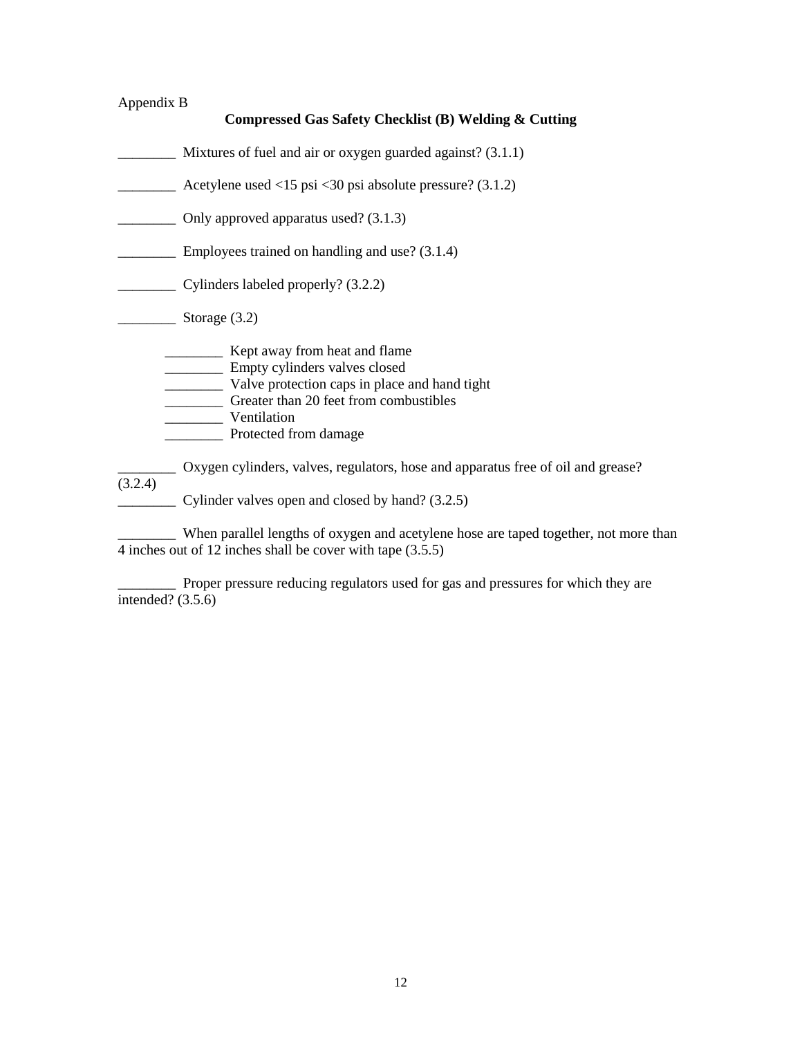Appendix B

**Compressed Gas Safety Checklist (B) Welding & Cutting**

________ Mixtures of fuel and air or oxygen guarded against? (3.1.1)

________ Acetylene used <15 psi <30 psi absolute pressure? (3.1.2)

________ Only approved apparatus used? (3.1.3)

________ Employees trained on handling and use? (3.1.4)

________ Cylinders labeled properly? (3.2.2)

________ Storage (3.2)

- ________ Kept away from heat and flame
- ________ Empty cylinders valves closed
- ________ Valve protection caps in place and hand tight
- ________ Greater than 20 feet from combustibles
- ________ Ventilation
- ________ Protected from damage

________ Oxygen cylinders, valves, regulators, hose and apparatus free of oil and grease? (3.2.4)

________ Cylinder valves open and closed by hand? (3.2.5)

________ When parallel lengths of oxygen and acetylene hose are taped together, not more than 4 inches out of 12 inches shall be cover with tape (3.5.5)

________ Proper pressure reducing regulators used for gas and pressures for which they are intended? (3.5.6)